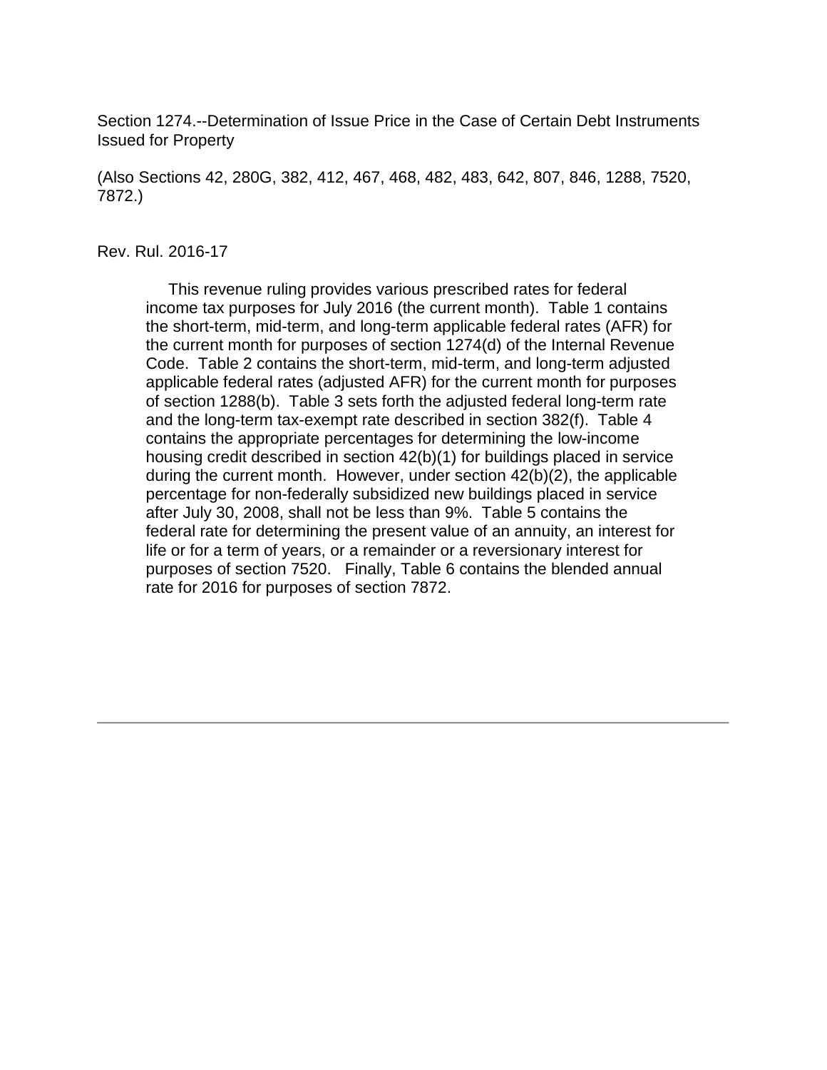Section 1274.--Determination of Issue Price in the Case of Certain Debt Instruments Issued for Property

(Also Sections 42, 280G, 382, 412, 467, 468, 482, 483, 642, 807, 846, 1288, 7520, 7872.)

Rev. Rul. 2016-17

This revenue ruling provides various prescribed rates for federal income tax purposes for July 2016 (the current month). Table 1 contains the short-term, mid-term, and long-term applicable federal rates (AFR) for the current month for purposes of section 1274(d) of the Internal Revenue Code. Table 2 contains the short-term, mid-term, and long-term adjusted applicable federal rates (adjusted AFR) for the current month for purposes of section 1288(b). Table 3 sets forth the adjusted federal long-term rate and the long-term tax-exempt rate described in section 382(f). Table 4 contains the appropriate percentages for determining the low-income housing credit described in section 42(b)(1) for buildings placed in service during the current month. However, under section 42(b)(2), the applicable percentage for non-federally subsidized new buildings placed in service after July 30, 2008, shall not be less than 9%. Table 5 contains the federal rate for determining the present value of an annuity, an interest for life or for a term of years, or a remainder or a reversionary interest for purposes of section 7520. Finally, Table 6 contains the blended annual rate for 2016 for purposes of section 7872.

---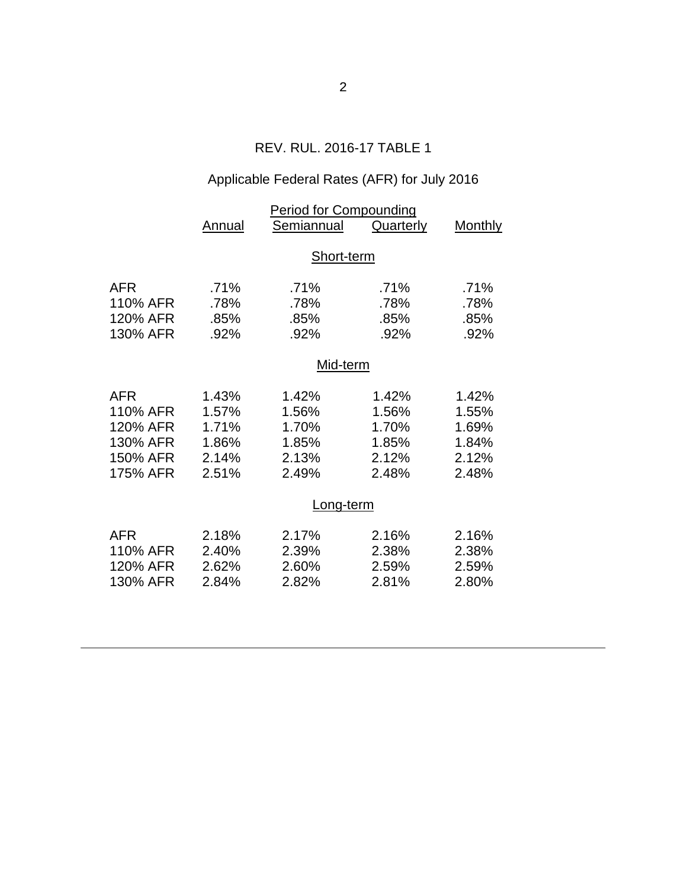REV. RUL. 2016-17 TABLE 1

Applicable Federal Rates (AFR) for July 2016

| | Period for Compounding | | | |
|---|---|---|---|---|
| | Annual | Semiannual | Quarterly | Monthly |
| **Short-term** | | | | |
| AFR | .71% | .71% | .71% | .71% |
| 110% AFR | .78% | .78% | .78% | .78% |
| 120% AFR | .85% | .85% | .85% | .85% |
| 130% AFR | .92% | .92% | .92% | .92% |
| **Mid-term** | | | | |
| AFR | 1.43% | 1.42% | 1.42% | 1.42% |
| 110% AFR | 1.57% | 1.56% | 1.56% | 1.55% |
| 120% AFR | 1.71% | 1.70% | 1.70% | 1.69% |
| 130% AFR | 1.86% | 1.85% | 1.85% | 1.84% |
| 150% AFR | 2.14% | 2.13% | 2.12% | 2.12% |
| 175% AFR | 2.51% | 2.49% | 2.48% | 2.48% |
| **Long-term** | | | | |
| AFR | 2.18% | 2.17% | 2.16% | 2.16% |
| 110% AFR | 2.40% | 2.39% | 2.38% | 2.38% |
| 120% AFR | 2.62% | 2.60% | 2.59% | 2.59% |
| 130% AFR | 2.84% | 2.82% | 2.81% | 2.80% |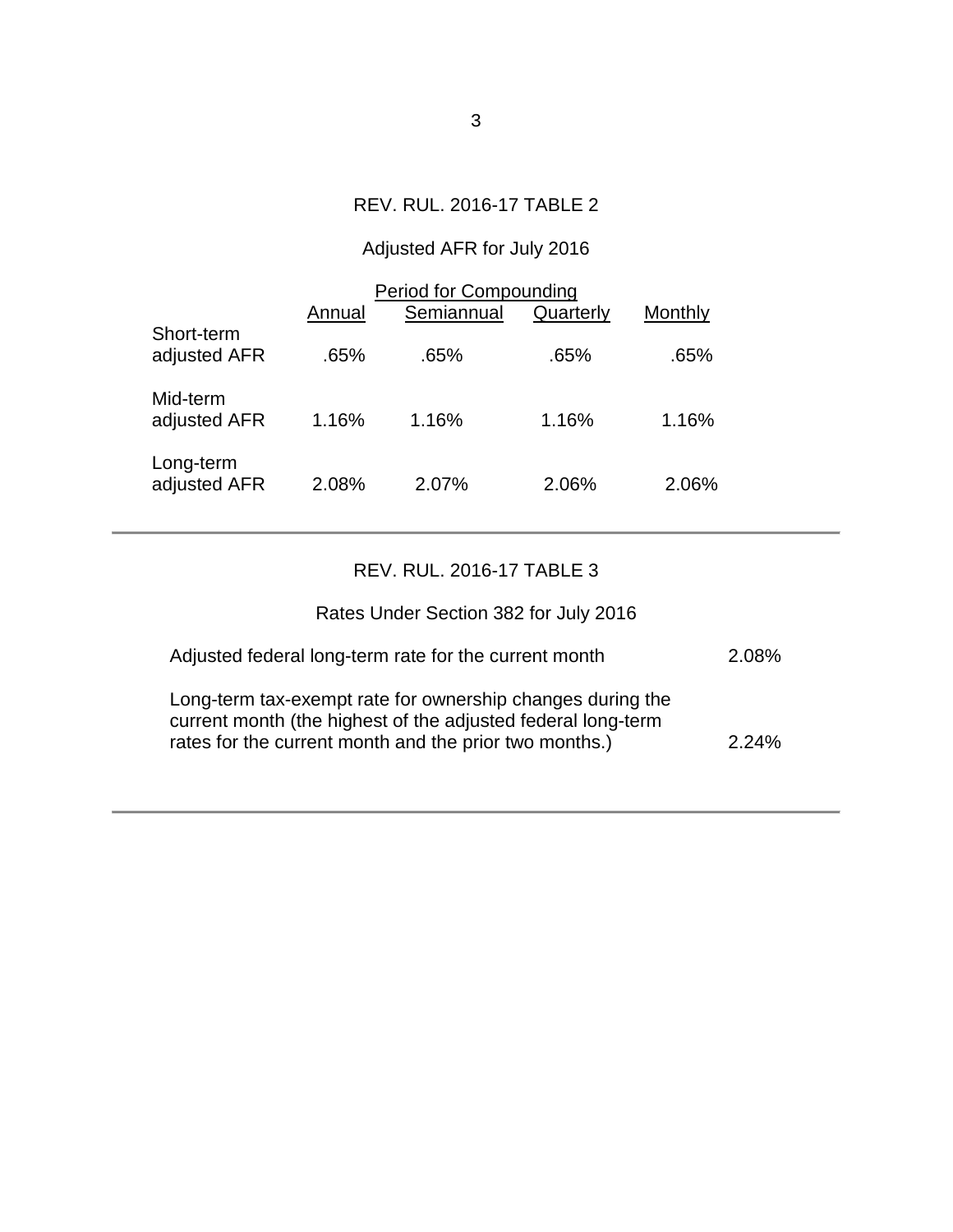## REV. RUL. 2016-17 TABLE 2

### Adjusted AFR for July 2016

| | Period for Compounding | | | |
|---|---|---|---|---|
| | Annual | Semiannual | Quarterly | Monthly |
| Short-term adjusted AFR | .65% | .65% | .65% | .65% |
| Mid-term adjusted AFR | 1.16% | 1.16% | 1.16% | 1.16% |
| Long-term adjusted AFR | 2.08% | 2.07% | 2.06% | 2.06% |

---

## REV. RUL. 2016-17 TABLE 3

### Rates Under Section 382 for July 2016

| | |
|---|---|
| Adjusted federal long-term rate for the current month | 2.08% |
| Long-term tax-exempt rate for ownership changes during the current month (the highest of the adjusted federal long-term rates for the current month and the prior two months.) | 2.24% |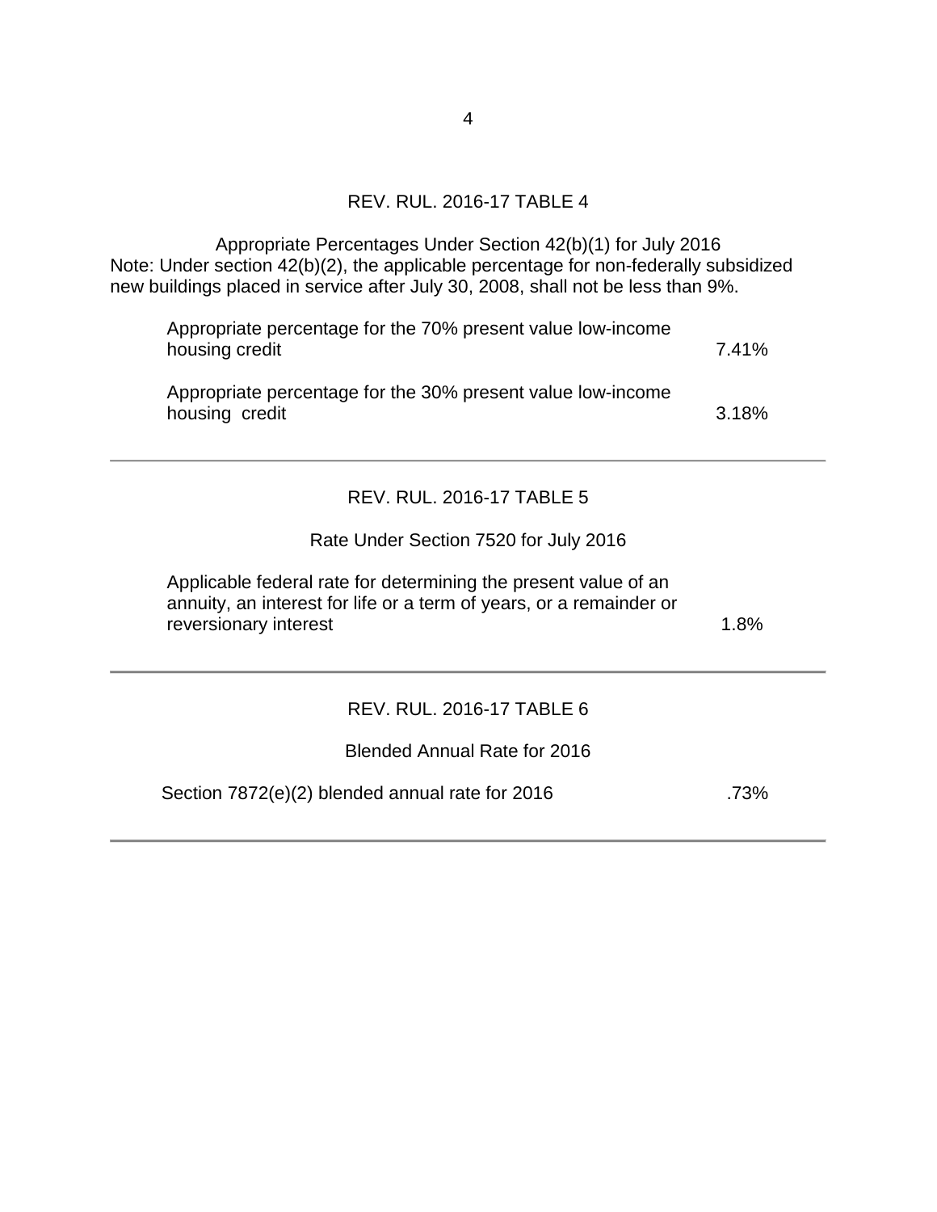## REV. RUL. 2016-17 TABLE 4

Appropriate Percentages Under Section 42(b)(1) for July 2016

Note: Under section 42(b)(2), the applicable percentage for non-federally subsidized new buildings placed in service after July 30, 2008, shall not be less than 9%.

| | |
|---|---|
| Appropriate percentage for the 70% present value low-income housing credit | 7.41% |
| Appropriate percentage for the 30% present value low-income housing credit | 3.18% |

---

## REV. RUL. 2016-17 TABLE 5

Rate Under Section 7520 for July 2016

| | |
|---|---|
| Applicable federal rate for determining the present value of an annuity, an interest for life or a term of years, or a remainder or reversionary interest | 1.8% |

---

## REV. RUL. 2016-17 TABLE 6

Blended Annual Rate for 2016

| | |
|---|---|
| Section 7872(e)(2) blended annual rate for 2016 | .73% |

---